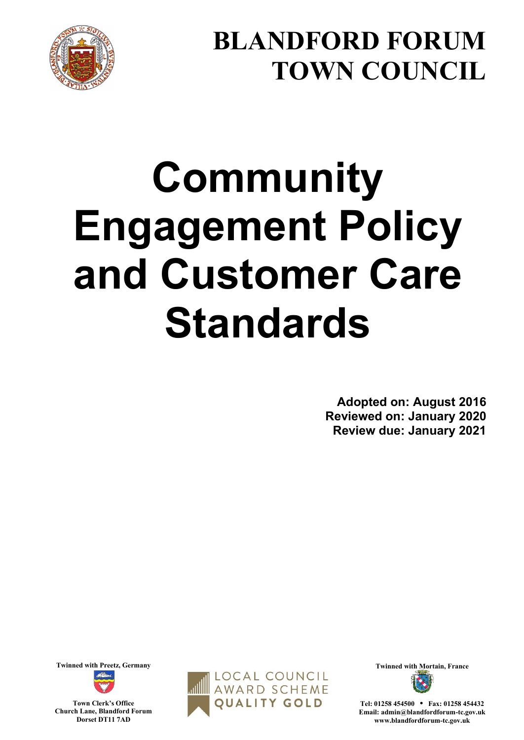# BLANDFORD FORUM TOWN COUNCIL

# Community Engagement Policy and Customer Care Standards

**Adopted on: August 2016**
**Reviewed on: January 2020**
**Review due: January 2021**

**Twinned with Preetz, Germany**

**Town Clerk's Office**
**Church Lane, Blandford Forum**
**Dorset DT11 7AD**

LOCAL COUNCIL AWARD SCHEME
QUALITY GOLD

**Twinned with Mortain, France**

**Tel: 01258 454500 • Fax: 01258 454432**
**Email: admin@blandfordforum-tc.gov.uk**
**www.blandfordforum-tc.gov.uk**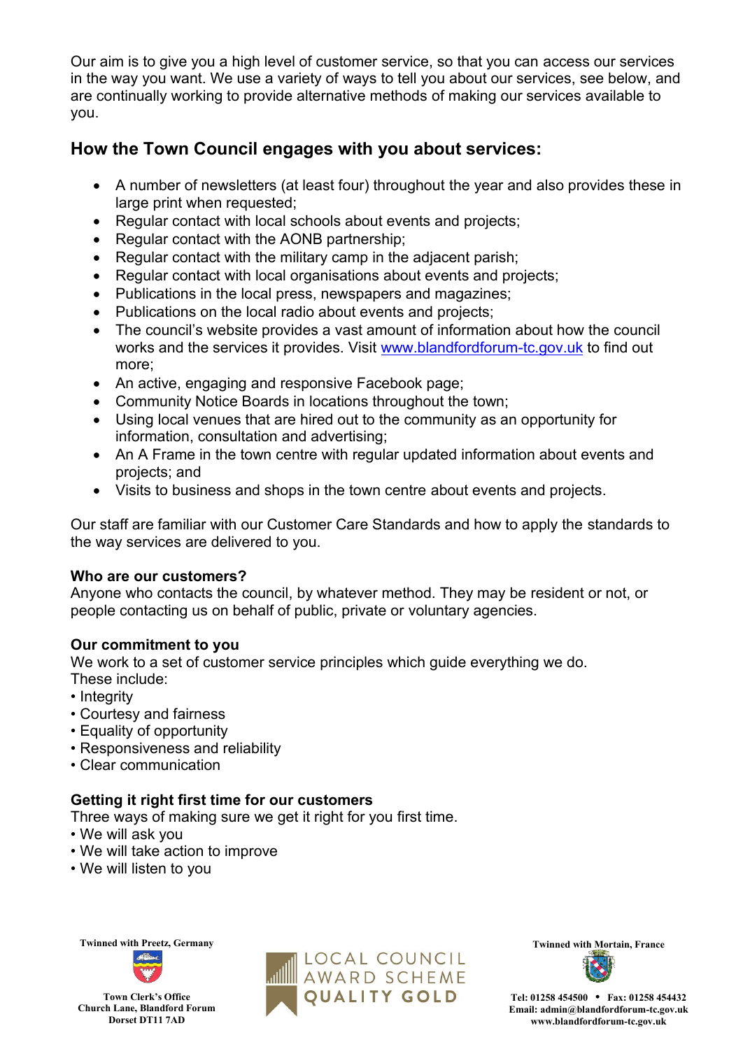Our aim is to give you a high level of customer service, so that you can access our services in the way you want. We use a variety of ways to tell you about our services, see below, and are continually working to provide alternative methods of making our services available to you.

## How the Town Council engages with you about services:

- A number of newsletters (at least four) throughout the year and also provides these in large print when requested;
- Regular contact with local schools about events and projects;
- Regular contact with the AONB partnership;
- Regular contact with the military camp in the adjacent parish;
- Regular contact with local organisations about events and projects;
- Publications in the local press, newspapers and magazines;
- Publications on the local radio about events and projects;
- The council's website provides a vast amount of information about how the council works and the services it provides. Visit www.blandfordforum-tc.gov.uk to find out more;
- An active, engaging and responsive Facebook page;
- Community Notice Boards in locations throughout the town;
- Using local venues that are hired out to the community as an opportunity for information, consultation and advertising;
- An A Frame in the town centre with regular updated information about events and projects; and
- Visits to business and shops in the town centre about events and projects.

Our staff are familiar with our Customer Care Standards and how to apply the standards to the way services are delivered to you.

**Who are our customers?**
Anyone who contacts the council, by whatever method. They may be resident or not, or people contacting us on behalf of public, private or voluntary agencies.

**Our commitment to you**
We work to a set of customer service principles which guide everything we do.
These include:
- Integrity
- Courtesy and fairness
- Equality of opportunity
- Responsiveness and reliability
- Clear communication

**Getting it right first time for our customers**
Three ways of making sure we get it right for you first time.
- We will ask you
- We will take action to improve
- We will listen to you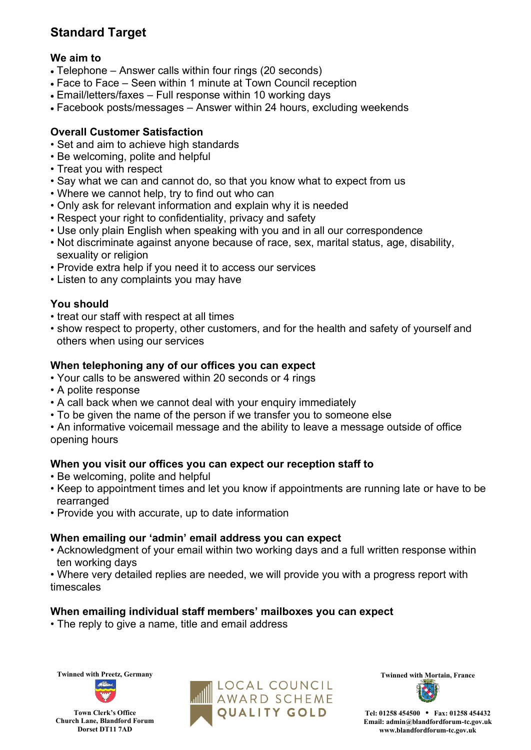## Standard Target

### We aim to

- Telephone – Answer calls within four rings (20 seconds)
- Face to Face – Seen within 1 minute at Town Council reception
- Email/letters/faxes – Full response within 10 working days
- Facebook posts/messages – Answer within 24 hours, excluding weekends

### Overall Customer Satisfaction

- Set and aim to achieve high standards
- Be welcoming, polite and helpful
- Treat you with respect
- Say what we can and cannot do, so that you know what to expect from us
- Where we cannot help, try to find out who can
- Only ask for relevant information and explain why it is needed
- Respect your right to confidentiality, privacy and safety
- Use only plain English when speaking with you and in all our correspondence
- Not discriminate against anyone because of race, sex, marital status, age, disability, sexuality or religion
- Provide extra help if you need it to access our services
- Listen to any complaints you may have

### You should

- treat our staff with respect at all times
- show respect to property, other customers, and for the health and safety of yourself and others when using our services

### When telephoning any of our offices you can expect

- Your calls to be answered within 20 seconds or 4 rings
- A polite response
- A call back when we cannot deal with your enquiry immediately
- To be given the name of the person if we transfer you to someone else
- An informative voicemail message and the ability to leave a message outside of office opening hours

### When you visit our offices you can expect our reception staff to

- Be welcoming, polite and helpful
- Keep to appointment times and let you know if appointments are running late or have to be rearranged
- Provide you with accurate, up to date information

### When emailing our 'admin' email address you can expect

- Acknowledgment of your email within two working days and a full written response within ten working days
- Where very detailed replies are needed, we will provide you with a progress report with timescales

### When emailing individual staff members' mailboxes you can expect

- The reply to give a name, title and email address

**Twinned with Preetz, Germany**

**Town Clerk's Office**
**Church Lane, Blandford Forum**
**Dorset DT11 7AD**

LOCAL COUNCIL AWARD SCHEME QUALITY GOLD

**Twinned with Mortain, France**

**Tel: 01258 454500 • Fax: 01258 454432**
**Email: admin@blandfordforum-tc.gov.uk**
**www.blandfordforum-tc.gov.uk**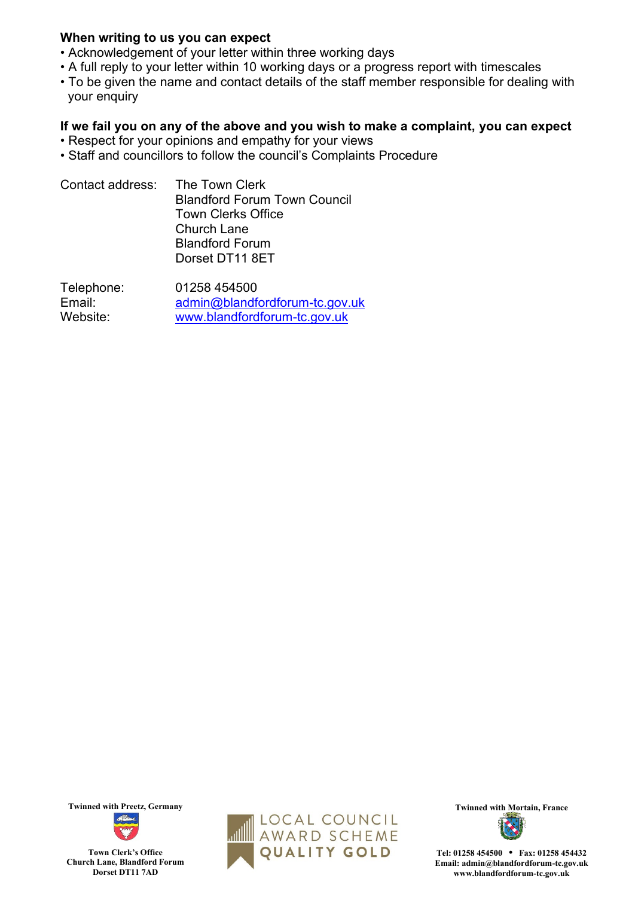**When writing to us you can expect**

- Acknowledgement of your letter within three working days
- A full reply to your letter within 10 working days or a progress report with timescales
- To be given the name and contact details of the staff member responsible for dealing with your enquiry

**If we fail you on any of the above and you wish to make a complaint, you can expect**

- Respect for your opinions and empathy for your views
- Staff and councillors to follow the council's Complaints Procedure

Contact address: The Town Clerk
Blandford Forum Town Council
Town Clerks Office
Church Lane
Blandford Forum
Dorset DT11 8ET

Telephone: 01258 454500
Email: admin@blandfordforum-tc.gov.uk
Website: www.blandfordforum-tc.gov.uk

Twinned with Preetz, Germany

Town Clerk's Office
Church Lane, Blandford Forum
Dorset DT11 7AD

LOCAL COUNCIL AWARD SCHEME QUALITY GOLD

Twinned with Mortain, France

Tel: 01258 454500 • Fax: 01258 454432
Email: admin@blandfordforum-tc.gov.uk
www.blandfordforum-tc.gov.uk